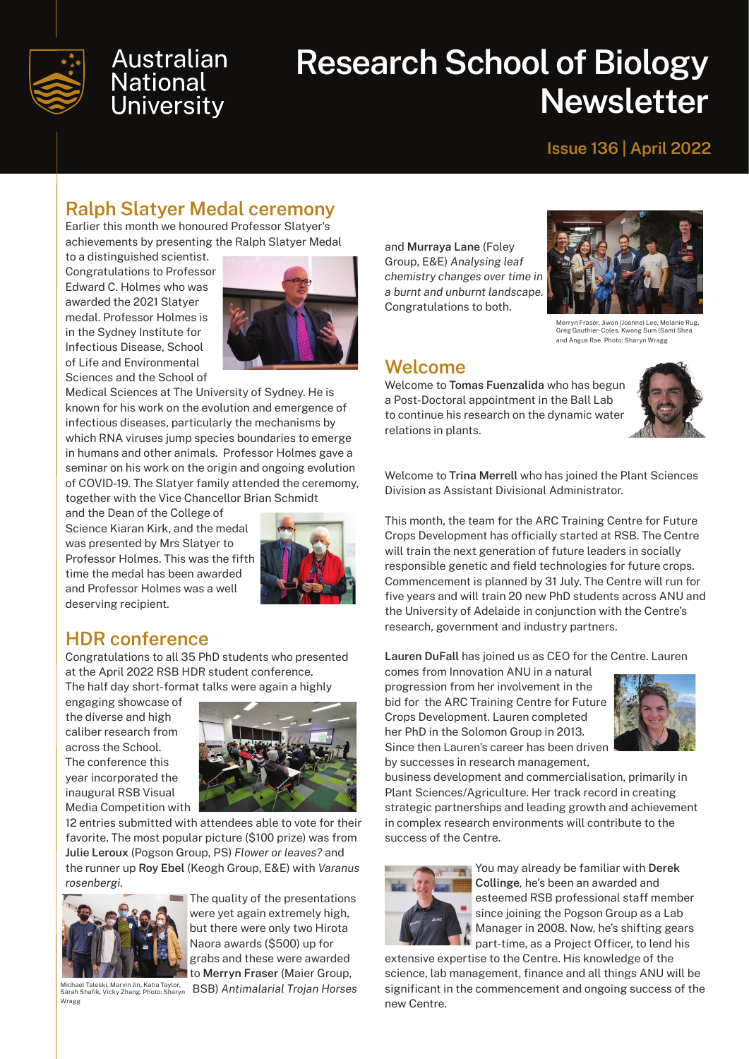Australian National University

# Research School of Biology Newsletter

Issue 136 | April 2022

## Ralph Slatyer Medal ceremony

Earlier this month we honoured Professor Slatyer's achievements by presenting the Ralph Slatyer Medal to a distinguished scientist. Congratulations to Professor Edward C. Holmes who was awarded the 2021 Slatyer medal. Professor Holmes is in the Sydney Institute for Infectious Disease, School of Life and Environmental Sciences and the School of Medical Sciences at The University of Sydney. He is known for his work on the evolution and emergence of infectious diseases, particularly the mechanisms by which RNA viruses jump species boundaries to emerge in humans and other animals. Professor Holmes gave a seminar on his work on the origin and ongoing evolution of COVID-19. The Slatyer family attended the ceremony, together with the Vice Chancellor Brian Schmidt and the Dean of the College of Science Kiaran Kirk, and the medal was presented by Mrs Slatyer to Professor Holmes. This was the fifth time the medal has been awarded and Professor Holmes was a well deserving recipient.

## HDR conference

Congratulations to all 35 PhD students who presented at the April 2022 RSB HDR student conference. The half day short-format talks were again a highly engaging showcase of the diverse and high caliber research from across the School. The conference this year incorporated the inaugural RSB Visual Media Competition with 12 entries submitted with attendees able to vote for their favorite. The most popular picture ($100 prize) was from **Julie Leroux** (Pogson Group, PS) *Flower or leaves?* and the runner up **Roy Ebel** (Keogh Group, E&E) with *Varanus rosenbergi*.

The quality of the presentations were yet again extremely high, but there were only two Hirota Naora awards ($500) up for grabs and these were awarded to **Merryn Fraser** (Maier Group, BSB) *Antimalarial Trojan Horses* and **Murraya Lane** (Foley Group, E&E) *Analysing leaf chemistry changes over time in a burnt and unburnt landscape.* Congratulations to both.

Michael Taleski, Marvin Jin, Katia Taylor, Sarah Shafik, Vicky Zhang. Photo: Sharyn Wragg

Merryn Fraser, Jiwon (Joanne) Lee, Melanie Rug, Greg Gauthier-Coles, Kwong Sum (Sam) Shea and Angus Rae. Photo: Sharyn Wragg

## Welcome

Welcome to **Tomas Fuenzalida** who has begun a Post-Doctoral appointment in the Ball Lab to continue his research on the dynamic water relations in plants.

Welcome to **Trina Merrell** who has joined the Plant Sciences Division as Assistant Divisional Administrator.

This month, the team for the ARC Training Centre for Future Crops Development has officially started at RSB. The Centre will train the next generation of future leaders in socially responsible genetic and field technologies for future crops. Commencement is planned by 31 July. The Centre will run for five years and will train 20 new PhD students across ANU and the University of Adelaide in conjunction with the Centre's research, government and industry partners.

**Lauren DuFall** has joined us as CEO for the Centre. Lauren comes from Innovation ANU in a natural progression from her involvement in the bid for the ARC Training Centre for Future Crops Development. Lauren completed her PhD in the Solomon Group in 2013. Since then Lauren's career has been driven by successes in research management, business development and commercialisation, primarily in Plant Sciences/Agriculture. Her track record in creating strategic partnerships and leading growth and achievement in complex research environments will contribute to the success of the Centre.

You may already be familiar with **Derek Collinge**, he's been an awarded and esteemed RSB professional staff member since joining the Pogson Group as a Lab Manager in 2008. Now, he's shifting gears part-time, as a Project Officer, to lend his extensive expertise to the Centre. His knowledge of the science, lab management, finance and all things ANU will be significant in the commencement and ongoing success of the new Centre.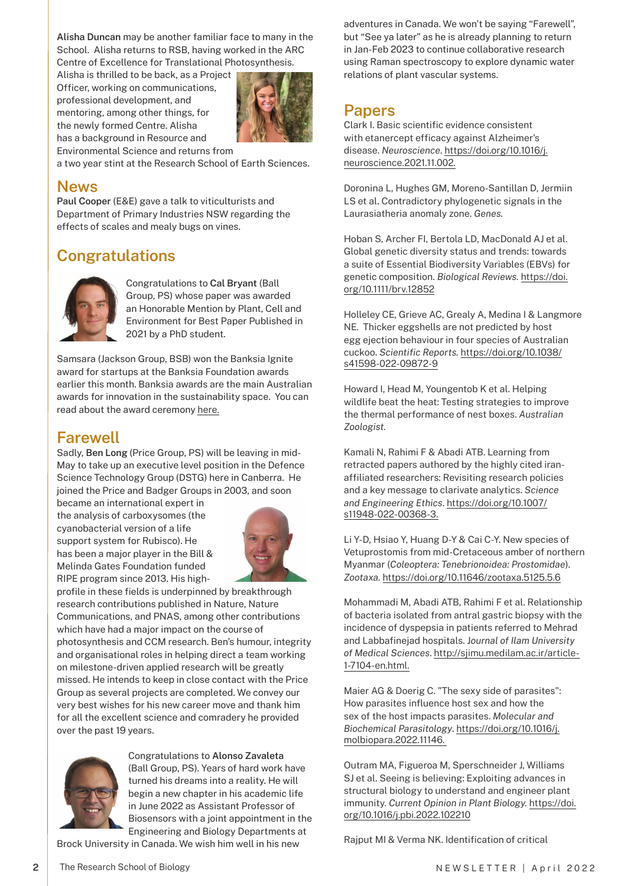**Alisha Duncan** may be another familiar face to many in the School. Alisha returns to RSB, having worked in the ARC Centre of Excellence for Translational Photosynthesis. Alisha is thrilled to be back, as a Project Officer, working on communications, professional development, and mentoring, among other things, for the newly formed Centre. Alisha has a background in Resource and Environmental Science and returns from a two year stint at the Research School of Earth Sciences.

## News

**Paul Cooper** (E&E) gave a talk to viticulturists and Department of Primary Industries NSW regarding the effects of scales and mealy bugs on vines.

## Congratulations

Congratulations to **Cal Bryant** (Ball Group, PS) whose paper was awarded an Honorable Mention by Plant, Cell and Environment for Best Paper Published in 2021 by a PhD student.

Samsara (Jackson Group, BSB) won the Banksia Ignite award for startups at the Banksia Foundation awards earlier this month. Banksia awards are the main Australian awards for innovation in the sustainability space. You can read about the award ceremony here.

## Farewell

Sadly, **Ben Long** (Price Group, PS) will be leaving in mid-May to take up an executive level position in the Defence Science Technology Group (DSTG) here in Canberra. He joined the Price and Badger Groups in 2003, and soon became an international expert in the analysis of carboxysomes (the cyanobacterial version of a life support system for Rubisco). He has been a major player in the Bill & Melinda Gates Foundation funded RIPE program since 2013. His high-profile in these fields is underpinned by breakthrough research contributions published in Nature, Nature Communications, and PNAS, among other contributions which have had a major impact on the course of photosynthesis and CCM research. Ben's humour, integrity and organisational roles in helping direct a team working on milestone-driven applied research will be greatly missed. He intends to keep in close contact with the Price Group as several projects are completed. We convey our very best wishes for his new career move and thank him for all the excellent science and comradery he provided over the past 19 years.

Congratulations to **Alonso Zavaleta** (Ball Group, PS). Years of hard work have turned his dreams into a reality. He will begin a new chapter in his academic life in June 2022 as Assistant Professor of Biosensors with a joint appointment in the Engineering and Biology Departments at Brock University in Canada. We wish him well in his new adventures in Canada. We won't be saying "Farewell", but "See ya later" as he is already planning to return in Jan-Feb 2023 to continue collaborative research using Raman spectroscopy to explore dynamic water relations of plant vascular systems.

## Papers

Clark I. Basic scientific evidence consistent with etanercept efficacy against Alzheimer's disease. *Neuroscience*. https://doi.org/10.1016/j.neuroscience.2021.11.002.

Doronina L, Hughes GM, Moreno-Santillan D, Jermiin LS et al. Contradictory phylogenetic signals in the Laurasiatheria anomaly zone. *Genes.*

Hoban S, Archer FI, Bertola LD, MacDonald AJ et al. Global genetic diversity status and trends: towards a suite of Essential Biodiversity Variables (EBVs) for genetic composition. *Biological Reviews*. https://doi.org/10.1111/brv.12852

Holleley CE, Grieve AC, Grealy A, Medina I & Langmore NE. Thicker eggshells are not predicted by host egg ejection behaviour in four species of Australian cuckoo. *Scientific Reports.* https://doi.org/10.1038/s41598-022-09872-9

Howard I, Head M, Youngentob K et al. Helping wildlife beat the heat: Testing strategies to improve the thermal performance of nest boxes. *Australian Zoologist.*

Kamali N, Rahimi F & Abadi ATB. Learning from retracted papers authored by the highly cited iran-affiliated researchers: Revisiting research policies and a key message to clarivate analytics. *Science and Engineering Ethics*. https://doi.org/10.1007/s11948-022-00368-3.

Li Y-D, Hsiao Y, Huang D-Y & Cai C-Y. New species of Vetuprostomis from mid-Cretaceous amber of northern Myanmar (*Coleoptera: Tenebrionoidea: Prostomidae*). *Zootaxa.* https://doi.org/10.11646/zootaxa.5125.5.6

Mohammadi M, Abadi ATB, Rahimi F et al. Relationship of bacteria isolated from antral gastric biopsy with the incidence of dyspepsia in patients referred to Mehrad and Labbafinejad hospitals. *Journal of Ilam University of Medical Sciences*. http://sjimu.medilam.ac.ir/article-1-7104-en.html.

Maier AG & Doerig C. "The sexy side of parasites": How parasites influence host sex and how the sex of the host impacts parasites. *Molecular and Biochemical Parasitology*. https://doi.org/10.1016/j.molbiopara.2022.11146.

Outram MA, Figueroa M, Sperschneider J, Williams SJ et al. Seeing is believing: Exploiting advances in structural biology to understand and engineer plant immunity. *Current Opinion in Plant Biology.* https://doi.org/10.1016/j.pbi.2022.102210

Rajput MI & Verma NK. Identification of critical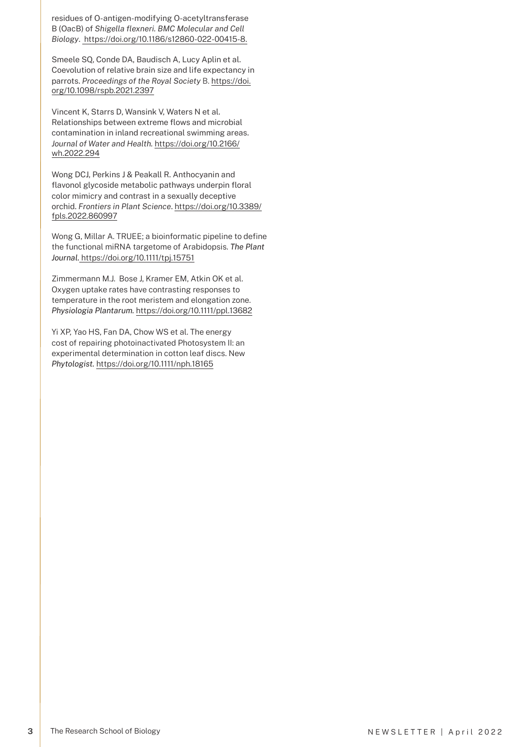residues of O-antigen-modifying O-acetyltransferase B (OacB) of *Shigella flexneri*. *BMC Molecular and Cell Biology*. https://doi.org/10.1186/s12860-022-00415-8.

Smeele SQ, Conde DA, Baudisch A, Lucy Aplin et al. Coevolution of relative brain size and life expectancy in parrots. *Proceedings of the Royal Society* B. https://doi.org/10.1098/rspb.2021.2397

Vincent K, Starrs D, Wansink V, Waters N et al. Relationships between extreme flows and microbial contamination in inland recreational swimming areas. *Journal of Water and Health.* https://doi.org/10.2166/wh.2022.294

Wong DCJ, Perkins J & Peakall R. Anthocyanin and flavonol glycoside metabolic pathways underpin floral color mimicry and contrast in a sexually deceptive orchid. *Frontiers in Plant Science*. https://doi.org/10.3389/fpls.2022.860997

Wong G, Millar A. TRUEE; a bioinformatic pipeline to define the functional miRNA targetome of Arabidopsis. *The Plant Journal*. https://doi.org/10.1111/tpj.15751

Zimmermann M.J. Bose J, Kramer EM, Atkin OK et al. Oxygen uptake rates have contrasting responses to temperature in the root meristem and elongation zone. *Physiologia Plantarum.* https://doi.org/10.1111/ppl.13682

Yi XP, Yao HS, Fan DA, Chow WS et al. The energy cost of repairing photoinactivated Photosystem II: an experimental determination in cotton leaf discs. New *Phytologist.* https://doi.org/10.1111/nph.18165